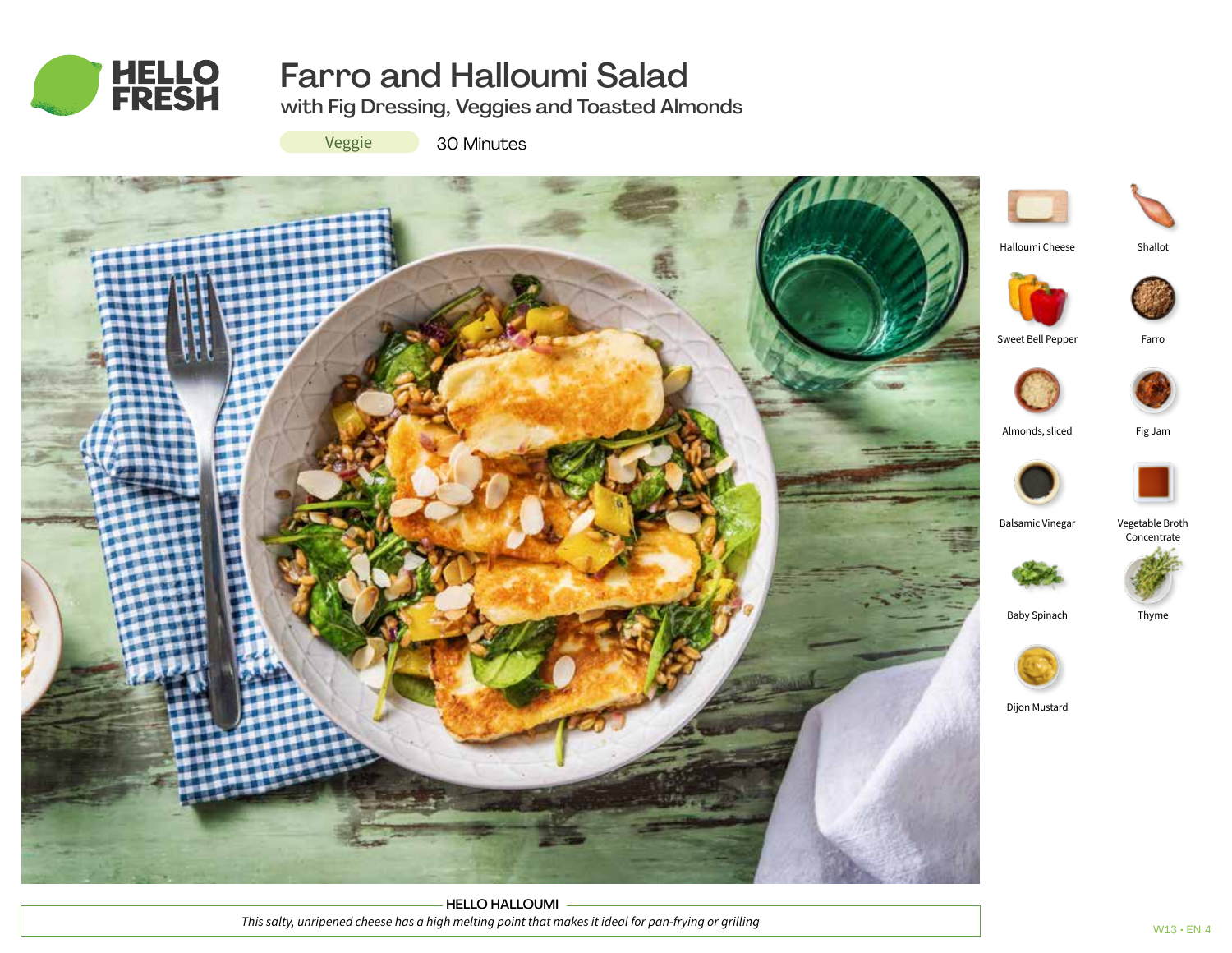# Farro and Halloumi Salad

## with Fig Dressing, Veggies and Toasted Almonds

Veggie | 30 Minutes

- Halloumi Cheese
- Shallot
- Sweet Bell Pepper
- Farro
- Almonds, sliced
- Fig Jam
- Balsamic Vinegar
- Vegetable Broth Concentrate
- Baby Spinach
- Thyme
- Dijon Mustard

**HELLO HALLOUMI**

*This salty, unripened cheese has a high melting point that makes it ideal for pan-frying or grilling*

W13 • EN 4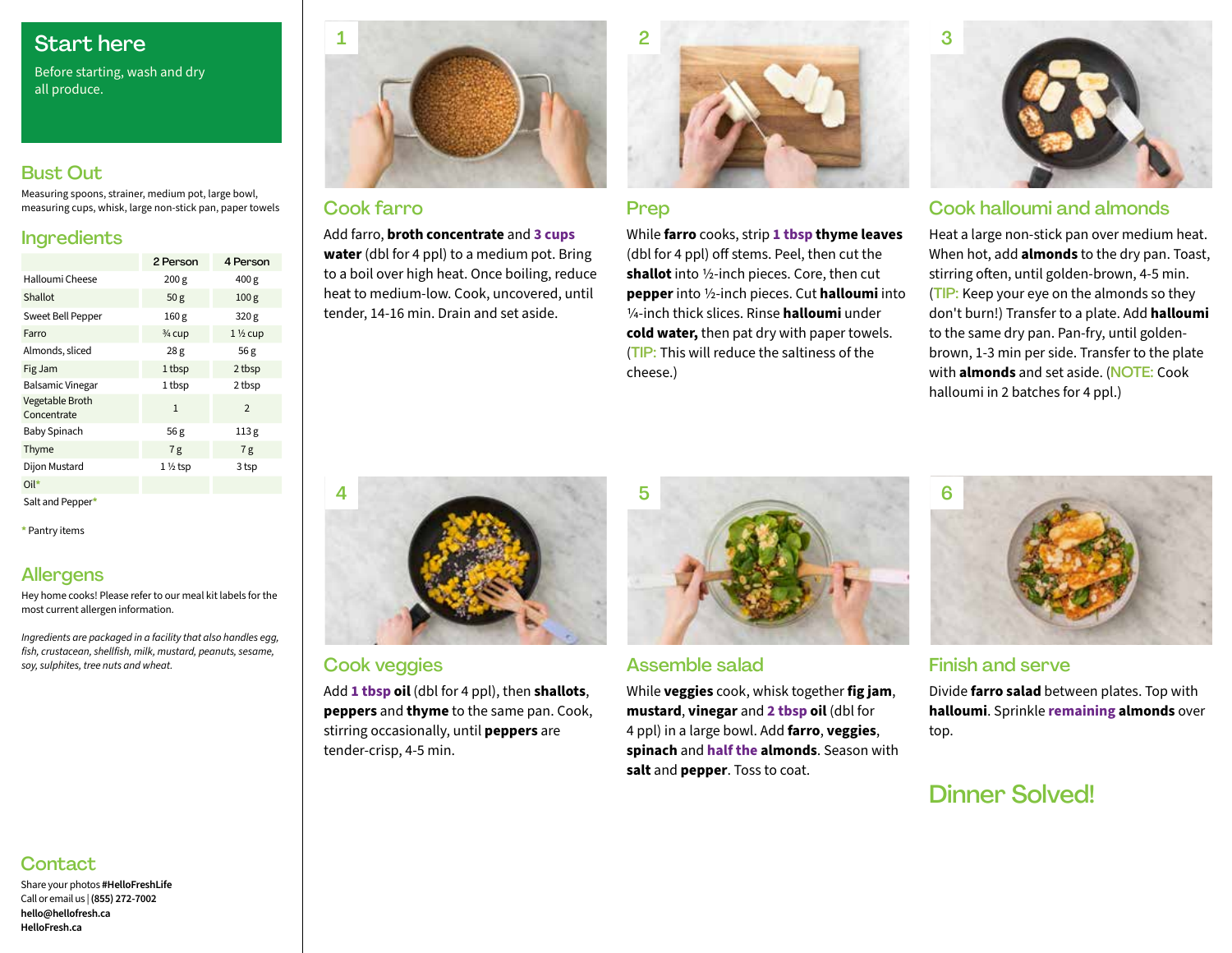## Start here

Before starting, wash and dry all produce.

## Bust Out

Measuring spoons, strainer, medium pot, large bowl, measuring cups, whisk, large non-stick pan, paper towels

## Ingredients

| | 2 Person | 4 Person |
|---|---|---|
| Halloumi Cheese | 200 g | 400 g |
| Shallot | 50 g | 100 g |
| Sweet Bell Pepper | 160 g | 320 g |
| Farro | ¾ cup | 1 ½ cup |
| Almonds, sliced | 28 g | 56 g |
| Fig Jam | 1 tbsp | 2 tbsp |
| Balsamic Vinegar | 1 tbsp | 2 tbsp |
| Vegetable Broth Concentrate | 1 | 2 |
| Baby Spinach | 56 g | 113 g |
| Thyme | 7 g | 7 g |
| Dijon Mustard | 1 ½ tsp | 3 tsp |
| Oil* | | |
| Salt and Pepper* | | |

\* Pantry items

## Allergens

Hey home cooks! Please refer to our meal kit labels for the most current allergen information.

*Ingredients are packaged in a facility that also handles egg, fish, crustacean, shellfish, milk, mustard, peanuts, sesame, soy, sulphites, tree nuts and wheat.*

## Contact

Share your photos **#HelloFreshLife**
Call or email us | **(855) 272-7002**
**hello@hellofresh.ca**
**HelloFresh.ca**

## 1 Cook farro

Add farro, **broth concentrate** and **3 cups water** (dbl for 4 ppl) to a medium pot. Bring to a boil over high heat. Once boiling, reduce heat to medium-low. Cook, uncovered, until tender, 14-16 min. Drain and set aside.

## 2 Prep

While **farro** cooks, strip **1 tbsp thyme leaves** (dbl for 4 ppl) off stems. Peel, then cut the **shallot** into ½-inch pieces. Core, then cut **pepper** into ½-inch pieces. Cut **halloumi** into ¼-inch thick slices. Rinse **halloumi** under **cold water,** then pat dry with paper towels. (TIP: This will reduce the saltiness of the cheese.)

## 3 Cook halloumi and almonds

Heat a large non-stick pan over medium heat. When hot, add **almonds** to the dry pan. Toast, stirring often, until golden-brown, 4-5 min. (TIP: Keep your eye on the almonds so they don't burn!) Transfer to a plate. Add **halloumi** to the same dry pan. Pan-fry, until golden-brown, 1-3 min per side. Transfer to the plate with **almonds** and set aside. (NOTE: Cook halloumi in 2 batches for 4 ppl.)

## 4 Cook veggies

Add **1 tbsp oil** (dbl for 4 ppl), then **shallots**, **peppers** and **thyme** to the same pan. Cook, stirring occasionally, until **peppers** are tender-crisp, 4-5 min.

## 5 Assemble salad

While **veggies** cook, whisk together **fig jam**, **mustard**, **vinegar** and **2 tbsp oil** (dbl for 4 ppl) in a large bowl. Add **farro**, **veggies**, **spinach** and **half the almonds**. Season with **salt** and **pepper**. Toss to coat.

## 6 Finish and serve

Divide **farro salad** between plates. Top with **halloumi**. Sprinkle **remaining almonds** over top.

## Dinner Solved!